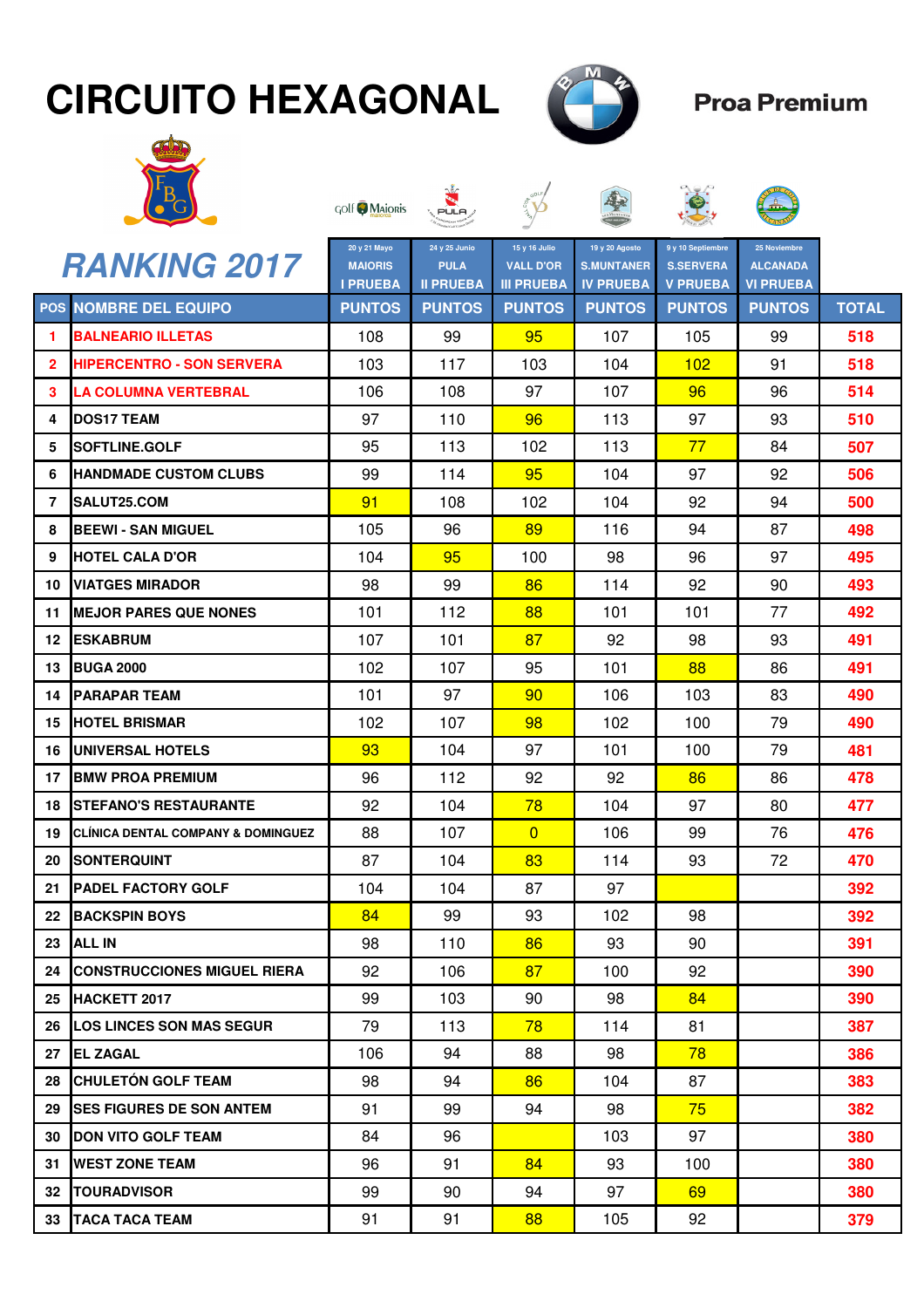# CIRCUITO HEXAGONAL

**Proa Premium**

## RANKING 2017

| POS | NOMBRE DEL EQUIPO | 20 y 21 Mayo MAIORIS I PRUEBA PUNTOS | 24 y 25 Junio PULA II PRUEBA PUNTOS | 15 y 16 Julio VALL D'OR III PRUEBA PUNTOS | 19 y 20 Agosto S.MUNTANER IV PRUEBA PUNTOS | 9 y 10 Septiembre S.SERVERA V PRUEBA PUNTOS | 25 Noviembre ALCANADA VI PRUEBA PUNTOS | TOTAL |
|---|---|---|---|---|---|---|---|---|
| 1 | BALNEARIO ILLETAS | 108 | 99 | 95 | 107 | 105 | 99 | 518 |
| 2 | HIPERCENTRO - SON SERVERA | 103 | 117 | 103 | 104 | 102 | 91 | 518 |
| 3 | LA COLUMNA VERTEBRAL | 106 | 108 | 97 | 107 | 96 | 96 | 514 |
| 4 | DOS17 TEAM | 97 | 110 | 96 | 113 | 97 | 93 | 510 |
| 5 | SOFTLINE.GOLF | 95 | 113 | 102 | 113 | 77 | 84 | 507 |
| 6 | HANDMADE CUSTOM CLUBS | 99 | 114 | 95 | 104 | 97 | 92 | 506 |
| 7 | SALUT25.COM | 91 | 108 | 102 | 104 | 92 | 94 | 500 |
| 8 | BEEWI - SAN MIGUEL | 105 | 96 | 89 | 116 | 94 | 87 | 498 |
| 9 | HOTEL CALA D'OR | 104 | 95 | 100 | 98 | 96 | 97 | 495 |
| 10 | VIATGES MIRADOR | 98 | 99 | 86 | 114 | 92 | 90 | 493 |
| 11 | MEJOR PARES QUE NONES | 101 | 112 | 88 | 101 | 101 | 77 | 492 |
| 12 | ESKABRUM | 107 | 101 | 87 | 92 | 98 | 93 | 491 |
| 13 | BUGA 2000 | 102 | 107 | 95 | 101 | 88 | 86 | 491 |
| 14 | PARAPAR TEAM | 101 | 97 | 90 | 106 | 103 | 83 | 490 |
| 15 | HOTEL BRISMAR | 102 | 107 | 98 | 102 | 100 | 79 | 490 |
| 16 | UNIVERSAL HOTELS | 93 | 104 | 97 | 101 | 100 | 79 | 481 |
| 17 | BMW PROA PREMIUM | 96 | 112 | 92 | 92 | 86 | 86 | 478 |
| 18 | STEFANO'S RESTAURANTE | 92 | 104 | 78 | 104 | 97 | 80 | 477 |
| 19 | CLÍNICA DENTAL COMPANY & DOMINGUEZ | 88 | 107 | 0 | 106 | 99 | 76 | 476 |
| 20 | SONTERQUINT | 87 | 104 | 83 | 114 | 93 | 72 | 470 |
| 21 | PADEL FACTORY GOLF | 104 | 104 | 87 | 97 | | | 392 |
| 22 | BACKSPIN BOYS | 84 | 99 | 93 | 102 | 98 | | 392 |
| 23 | ALL IN | 98 | 110 | 86 | 93 | 90 | | 391 |
| 24 | CONSTRUCCIONES MIGUEL RIERA | 92 | 106 | 87 | 100 | 92 | | 390 |
| 25 | HACKETT 2017 | 99 | 103 | 90 | 98 | 84 | | 390 |
| 26 | LOS LINCES SON MAS SEGUR | 79 | 113 | 78 | 114 | 81 | | 387 |
| 27 | EL ZAGAL | 106 | 94 | 88 | 98 | 78 | | 386 |
| 28 | CHULETÓN GOLF TEAM | 98 | 94 | 86 | 104 | 87 | | 383 |
| 29 | SES FIGURES DE SON ANTEM | 91 | 99 | 94 | 98 | 75 | | 382 |
| 30 | DON VITO GOLF TEAM | 84 | 96 | | 103 | 97 | | 380 |
| 31 | WEST ZONE TEAM | 96 | 91 | 84 | 93 | 100 | | 380 |
| 32 | TOURADVISOR | 99 | 90 | 94 | 97 | 69 | | 380 |
| 33 | TACA TACA TEAM | 91 | 91 | 88 | 105 | 92 | | 379 |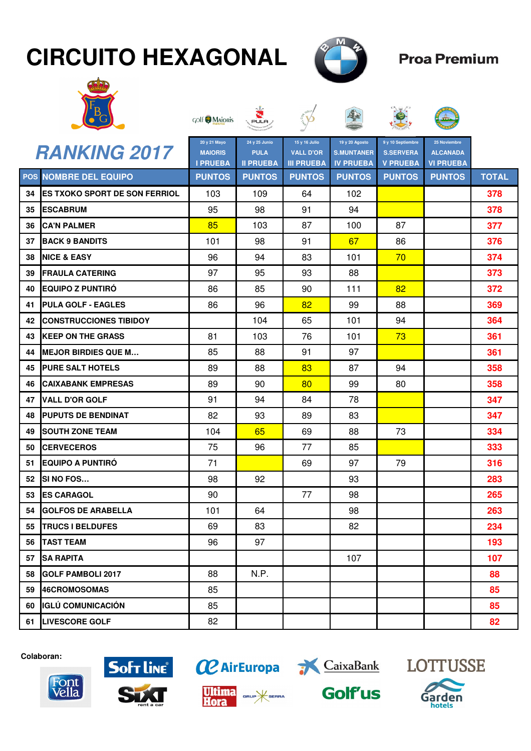# CIRCUITO HEXAGONAL

**Proa Premium**

## RANKING 2017

| | | 20 y 21 Mayo MAIORIS I PRUEBA | 24 y 25 Junio PULA II PRUEBA | 15 y 16 Julio VALL D'OR III PRUEBA | 19 y 20 Agosto S.MUNTANER IV PRUEBA | 9 y 10 Septiembre S.SERVERA V PRUEBA | 25 Noviembre ALCANADA VI PRUEBA | |
|---|---|---|---|---|---|---|---|---|
| **POS** | **NOMBRE DEL EQUIPO** | **PUNTOS** | **PUNTOS** | **PUNTOS** | **PUNTOS** | **PUNTOS** | **PUNTOS** | **TOTAL** |
| 34 | ES TXOKO SPORT DE SON FERRIOL | 103 | 109 | 64 | 102 | | | 378 |
| 35 | ESCABRUM | 95 | 98 | 91 | 94 | | | 378 |
| 36 | CA'N PALMER | 85 | 103 | 87 | 100 | 87 | | 377 |
| 37 | BACK 9 BANDITS | 101 | 98 | 91 | 67 | 86 | | 376 |
| 38 | NICE & EASY | 96 | 94 | 83 | 101 | 70 | | 374 |
| 39 | FRAULA CATERING | 97 | 95 | 93 | 88 | | | 373 |
| 40 | EQUIPO Z PUNTIRÓ | 86 | 85 | 90 | 111 | 82 | | 372 |
| 41 | PULA GOLF - EAGLES | 86 | 96 | 82 | 99 | 88 | | 369 |
| 42 | CONSTRUCCIONES TIBIDOY | | 104 | 65 | 101 | 94 | | 364 |
| 43 | KEEP ON THE GRASS | 81 | 103 | 76 | 101 | 73 | | 361 |
| 44 | MEJOR BIRDIES QUE M… | 85 | 88 | 91 | 97 | | | 361 |
| 45 | PURE SALT HOTELS | 89 | 88 | 83 | 87 | 94 | | 358 |
| 46 | CAIXABANK EMPRESAS | 89 | 90 | 80 | 99 | 80 | | 358 |
| 47 | VALL D'OR GOLF | 91 | 94 | 84 | 78 | | | 347 |
| 48 | PUPUTS DE BENDINAT | 82 | 93 | 89 | 83 | | | 347 |
| 49 | SOUTH ZONE TEAM | 104 | 65 | 69 | 88 | 73 | | 334 |
| 50 | CERVECEROS | 75 | 96 | 77 | 85 | | | 333 |
| 51 | EQUIPO A PUNTIRÓ | 71 | | 69 | 97 | 79 | | 316 |
| 52 | SI NO FOS… | 98 | 92 | | 93 | | | 283 |
| 53 | ES CARAGOL | 90 | | 77 | 98 | | | 265 |
| 54 | GOLFOS DE ARABELLA | 101 | 64 | | 98 | | | 263 |
| 55 | TRUCS I BELDUFES | 69 | 83 | | 82 | | | 234 |
| 56 | TAST TEAM | 96 | 97 | | | | | 193 |
| 57 | SA RAPITA | | | | 107 | | | 107 |
| 58 | GOLF PAMBOLI 2017 | 88 | N.P. | | | | | 88 |
| 59 | 46CROMOSOMAS | 85 | | | | | | 85 |
| 60 | IGLÚ COMUNICACIÓN | 85 | | | | | | 85 |
| 61 | LIVESCORE GOLF | 82 | | | | | | 82 |

**Colaboran:**

Font Vella · Soft Line · Sixt rent a car · AirEuropa · Ultima Hora · Grup Serra · CaixaBank · Golf'us · Lottusse · Garden hotels